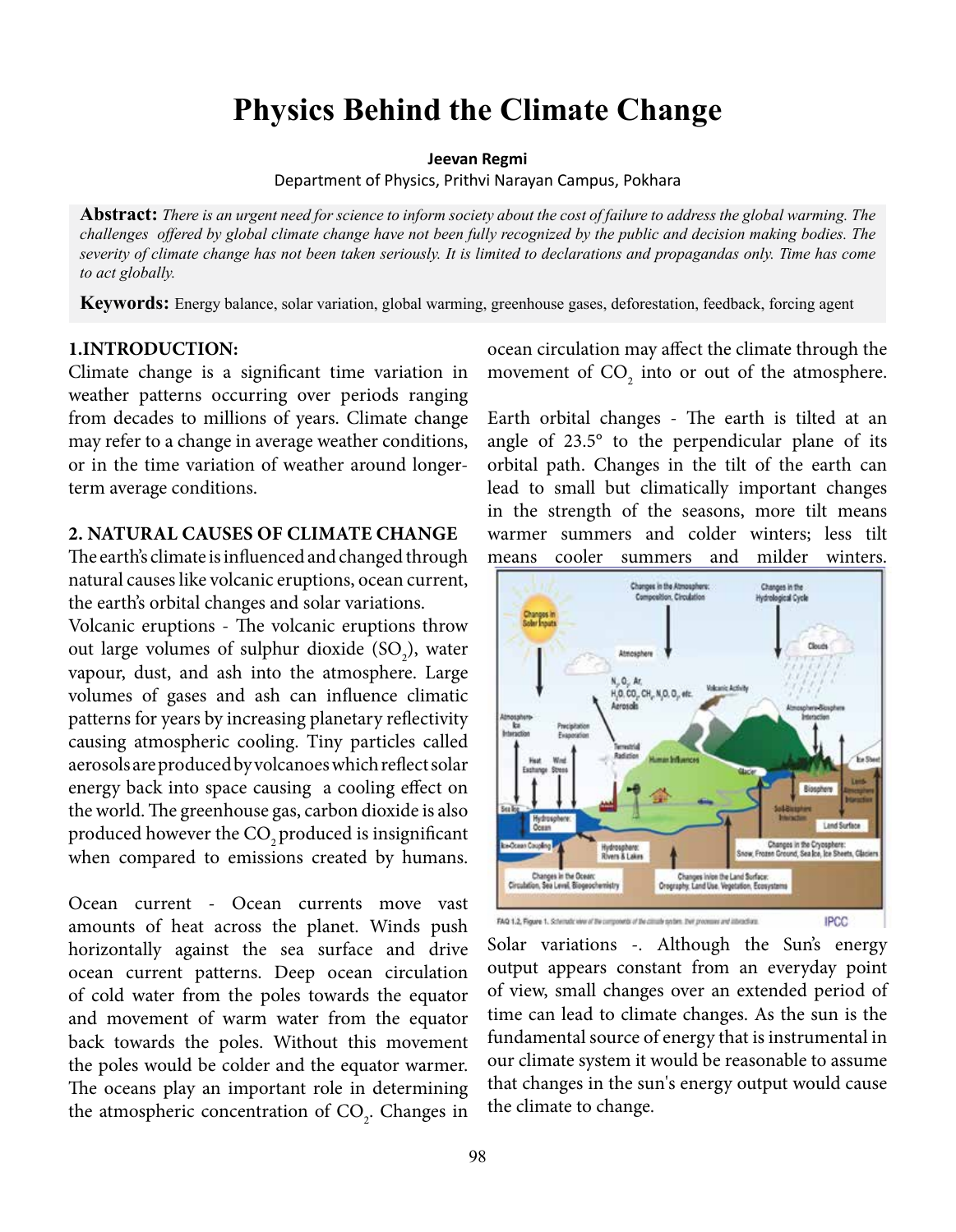# Physics Behind the Climate Change

**Jeevan Regmi**

Department of Physics, Prithvi Narayan Campus, Pokhara

**Abstract:** *There is an urgent need for science to inform society about the cost of failure to address the global warming. The challenges offered by global climate change have not been fully recognized by the public and decision making bodies. The severity of climate change has not been taken seriously. It is limited to declarations and propagandas only. Time has come to act globally.*

**Keywords:** Energy balance, solar variation, global warming, greenhouse gases, deforestation, feedback, forcing agent

## 1.INTRODUCTION:

Climate change is a significant time variation in weather patterns occurring over periods ranging from decades to millions of years. Climate change may refer to a change in average weather conditions, or in the time variation of weather around longer-term average conditions.

## 2. NATURAL CAUSES OF CLIMATE CHANGE

The earth's climate is influenced and changed through natural causes like volcanic eruptions, ocean current, the earth's orbital changes and solar variations.

Volcanic eruptions - The volcanic eruptions throw out large volumes of sulphur dioxide ($SO_2$), water vapour, dust, and ash into the atmosphere. Large volumes of gases and ash can influence climatic patterns for years by increasing planetary reflectivity causing atmospheric cooling. Tiny particles called aerosols are produced by volcanoes which reflect solar energy back into space causing a cooling effect on the world. The greenhouse gas, carbon dioxide is also produced however the $CO_2$ produced is insignificant when compared to emissions created by humans.

Ocean current - Ocean currents move vast amounts of heat across the planet. Winds push horizontally against the sea surface and drive ocean current patterns. Deep ocean circulation of cold water from the poles towards the equator and movement of warm water from the equator back towards the poles. Without this movement the poles would be colder and the equator warmer. The oceans play an important role in determining the atmospheric concentration of $CO_2$. Changes in ocean circulation may affect the climate through the movement of $CO_2$ into or out of the atmosphere.

Earth orbital changes - The earth is tilted at an angle of 23.5° to the perpendicular plane of its orbital path. Changes in the tilt of the earth can lead to small but climatically important changes in the strength of the seasons, more tilt means warmer summers and colder winters; less tilt means cooler summers and milder winters.

FAQ 1.2, Figure 1. Schematic view of the components of the climate system, their processes and interactions. IPCC

Solar variations -. Although the Sun's energy output appears constant from an everyday point of view, small changes over an extended period of time can lead to climate changes. As the sun is the fundamental source of energy that is instrumental in our climate system it would be reasonable to assume that changes in the sun's energy output would cause the climate to change.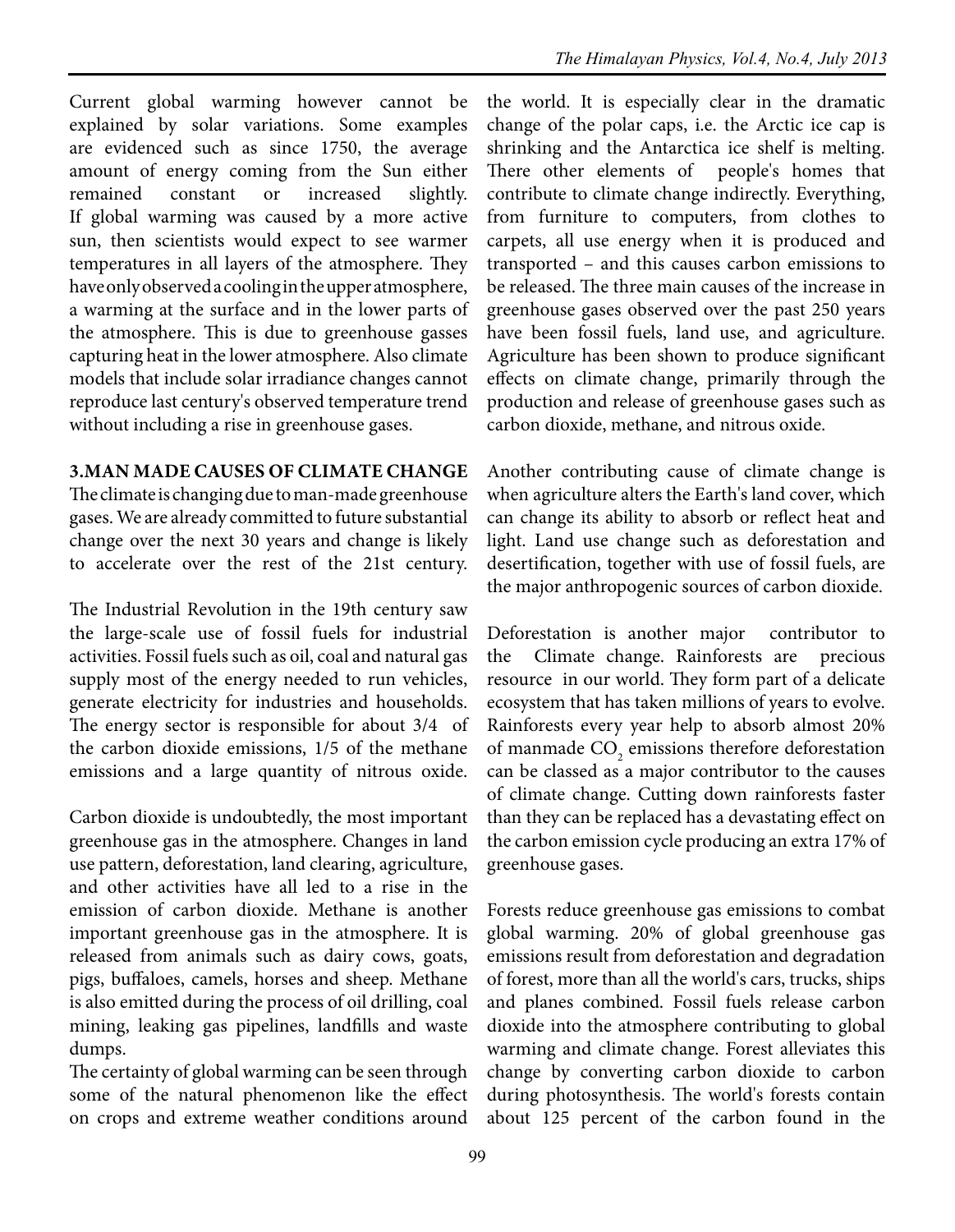Current global warming however cannot be explained by solar variations. Some examples are evidenced such as since 1750, the average amount of energy coming from the Sun either remained constant or increased slightly. If global warming was caused by a more active sun, then scientists would expect to see warmer temperatures in all layers of the atmosphere. They have only observed a cooling in the upper atmosphere, a warming at the surface and in the lower parts of the atmosphere. This is due to greenhouse gasses capturing heat in the lower atmosphere. Also climate models that include solar irradiance changes cannot reproduce last century's observed temperature trend without including a rise in greenhouse gases.

## 3.MAN MADE CAUSES OF CLIMATE CHANGE

The climate is changing due to man-made greenhouse gases. We are already committed to future substantial change over the next 30 years and change is likely to accelerate over the rest of the 21st century.

The Industrial Revolution in the 19th century saw the large-scale use of fossil fuels for industrial activities. Fossil fuels such as oil, coal and natural gas supply most of the energy needed to run vehicles, generate electricity for industries and households. The energy sector is responsible for about 3/4 of the carbon dioxide emissions, 1/5 of the methane emissions and a large quantity of nitrous oxide.

Carbon dioxide is undoubtedly, the most important greenhouse gas in the atmosphere. Changes in land use pattern, deforestation, land clearing, agriculture, and other activities have all led to a rise in the emission of carbon dioxide. Methane is another important greenhouse gas in the atmosphere. It is released from animals such as dairy cows, goats, pigs, buffaloes, camels, horses and sheep. Methane is also emitted during the process of oil drilling, coal mining, leaking gas pipelines, landfills and waste dumps.

The certainty of global warming can be seen through some of the natural phenomenon like the effect on crops and extreme weather conditions around the world. It is especially clear in the dramatic change of the polar caps, i.e. the Arctic ice cap is shrinking and the Antarctica ice shelf is melting. There other elements of people's homes that contribute to climate change indirectly. Everything, from furniture to computers, from clothes to carpets, all use energy when it is produced and transported – and this causes carbon emissions to be released. The three main causes of the increase in greenhouse gases observed over the past 250 years have been fossil fuels, land use, and agriculture. Agriculture has been shown to produce significant effects on climate change, primarily through the production and release of greenhouse gases such as carbon dioxide, methane, and nitrous oxide.

Another contributing cause of climate change is when agriculture alters the Earth's land cover, which can change its ability to absorb or reflect heat and light. Land use change such as deforestation and desertification, together with use of fossil fuels, are the major anthropogenic sources of carbon dioxide.

Deforestation is another major contributor to the Climate change. Rainforests are precious resource in our world. They form part of a delicate ecosystem that has taken millions of years to evolve. Rainforests every year help to absorb almost 20% of manmade $CO_2$ emissions therefore deforestation can be classed as a major contributor to the causes of climate change. Cutting down rainforests faster than they can be replaced has a devastating effect on the carbon emission cycle producing an extra 17% of greenhouse gases.

Forests reduce greenhouse gas emissions to combat global warming. 20% of global greenhouse gas emissions result from deforestation and degradation of forest, more than all the world's cars, trucks, ships and planes combined. Fossil fuels release carbon dioxide into the atmosphere contributing to global warming and climate change. Forest alleviates this change by converting carbon dioxide to carbon during photosynthesis. The world's forests contain about 125 percent of the carbon found in the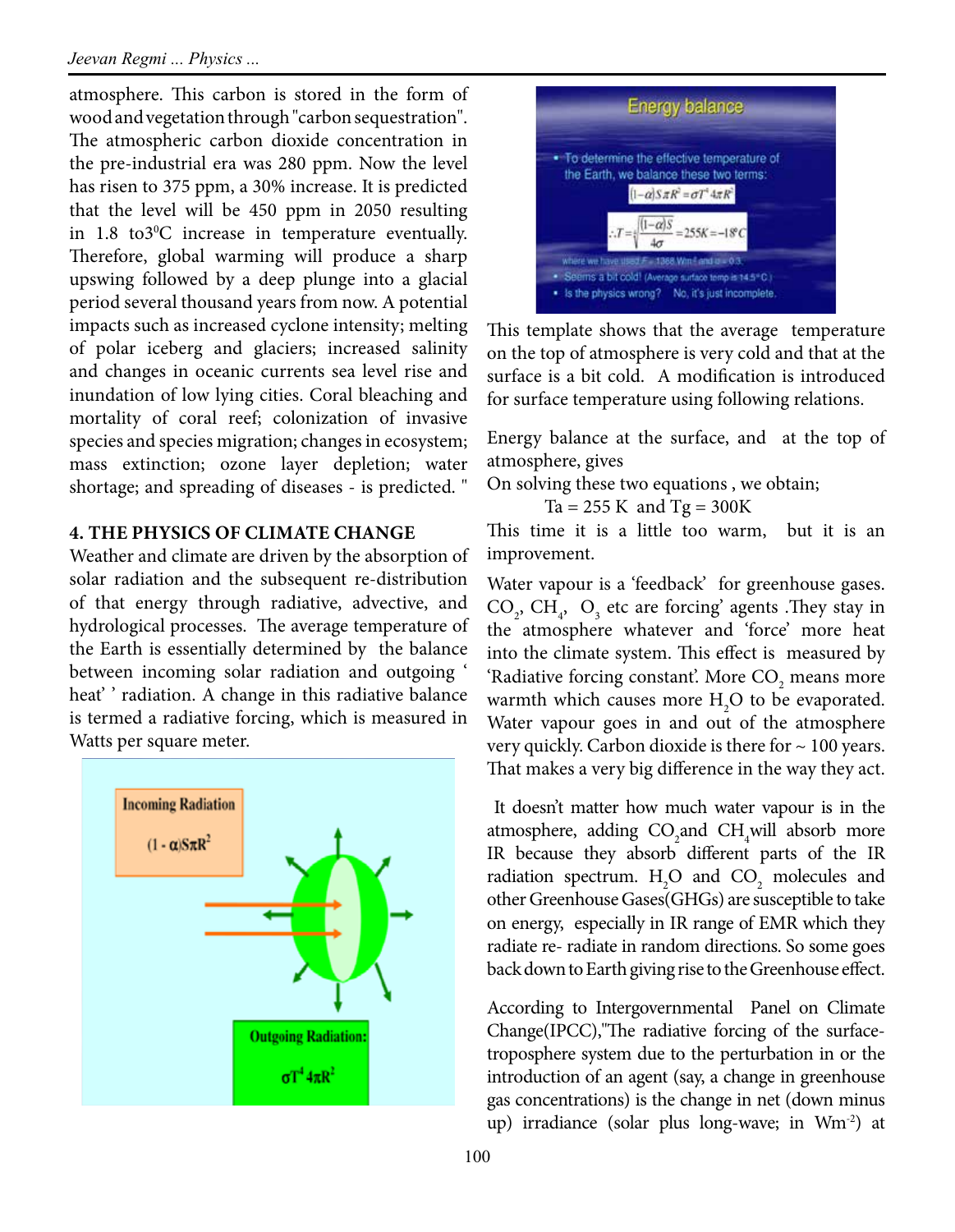atmosphere. This carbon is stored in the form of wood and vegetation through "carbon sequestration". The atmospheric carbon dioxide concentration in the pre-industrial era was 280 ppm. Now the level has risen to 375 ppm, a 30% increase. It is predicted that the level will be 450 ppm in 2050 resulting in 1.8 to3$^0$C increase in temperature eventually. Therefore, global warming will produce a sharp upswing followed by a deep plunge into a glacial period several thousand years from now. A potential impacts such as increased cyclone intensity; melting of polar iceberg and glaciers; increased salinity and changes in oceanic currents sea level rise and inundation of low lying cities. Coral bleaching and mortality of coral reef; colonization of invasive species and species migration; changes in ecosystem; mass extinction; ozone layer depletion; water shortage; and spreading of diseases - is predicted. "

## 4. THE PHYSICS OF CLIMATE CHANGE

Weather and climate are driven by the absorption of solar radiation and the subsequent re-distribution of that energy through radiative, advective, and hydrological processes. The average temperature of the Earth is essentially determined by the balance between incoming solar radiation and outgoing ' heat' ' radiation. A change in this radiative balance is termed a radiative forcing, which is measured in Watts per square meter.

Incoming Radiation $(1-\alpha)S\pi R^2$

Outgoing Radiation: $\sigma T^4 4\pi R^2$

**Energy balance**

- To determine the effective temperature of the Earth, we balance these two terms:

$$(1-\alpha)S\pi R^2 = \sigma T^4 4\pi R^2$$

$$\therefore T = \sqrt[4]{\frac{(1-\alpha)S}{4\sigma}} = 255K = -18^\circ C$$

where we have used $F = 1368$ W/m$^2$ and $\alpha = 0.3$.

- Seems a bit cold! (Average surface temp is 14.5°C)
- Is the physics wrong? No, it's just incomplete.

This template shows that the average temperature on the top of atmosphere is very cold and that at the surface is a bit cold. A modification is introduced for surface temperature using following relations.

Energy balance at the surface, and at the top of atmosphere, gives

On solving these two equations , we obtain;

Ta = 255 K and Tg = 300K

This time it is a little too warm, but it is an improvement.

Water vapour is a 'feedback' for greenhouse gases. $CO_2$, $CH_4$, $O_3$ etc are forcing' agents .They stay in the atmosphere whatever and 'force' more heat into the climate system. This effect is measured by 'Radiative forcing constant'. More $CO_2$ means more warmth which causes more $H_2O$ to be evaporated. Water vapour goes in and out of the atmosphere very quickly. Carbon dioxide is there for ~ 100 years. That makes a very big difference in the way they act.

It doesn't matter how much water vapour is in the atmosphere, adding $CO_2$and $CH_4$will absorb more IR because they absorb different parts of the IR radiation spectrum. $H_2O$ and $CO_2$ molecules and other Greenhouse Gases(GHGs) are susceptible to take on energy, especially in IR range of EMR which they radiate re- radiate in random directions. So some goes back down to Earth giving rise to the Greenhouse effect.

According to Intergovernmental Panel on Climate Change(IPCC),"The radiative forcing of the surface-troposphere system due to the perturbation in or the introduction of an agent (say, a change in greenhouse gas concentrations) is the change in net (down minus up) irradiance (solar plus long-wave; in Wm$^{-2}$) at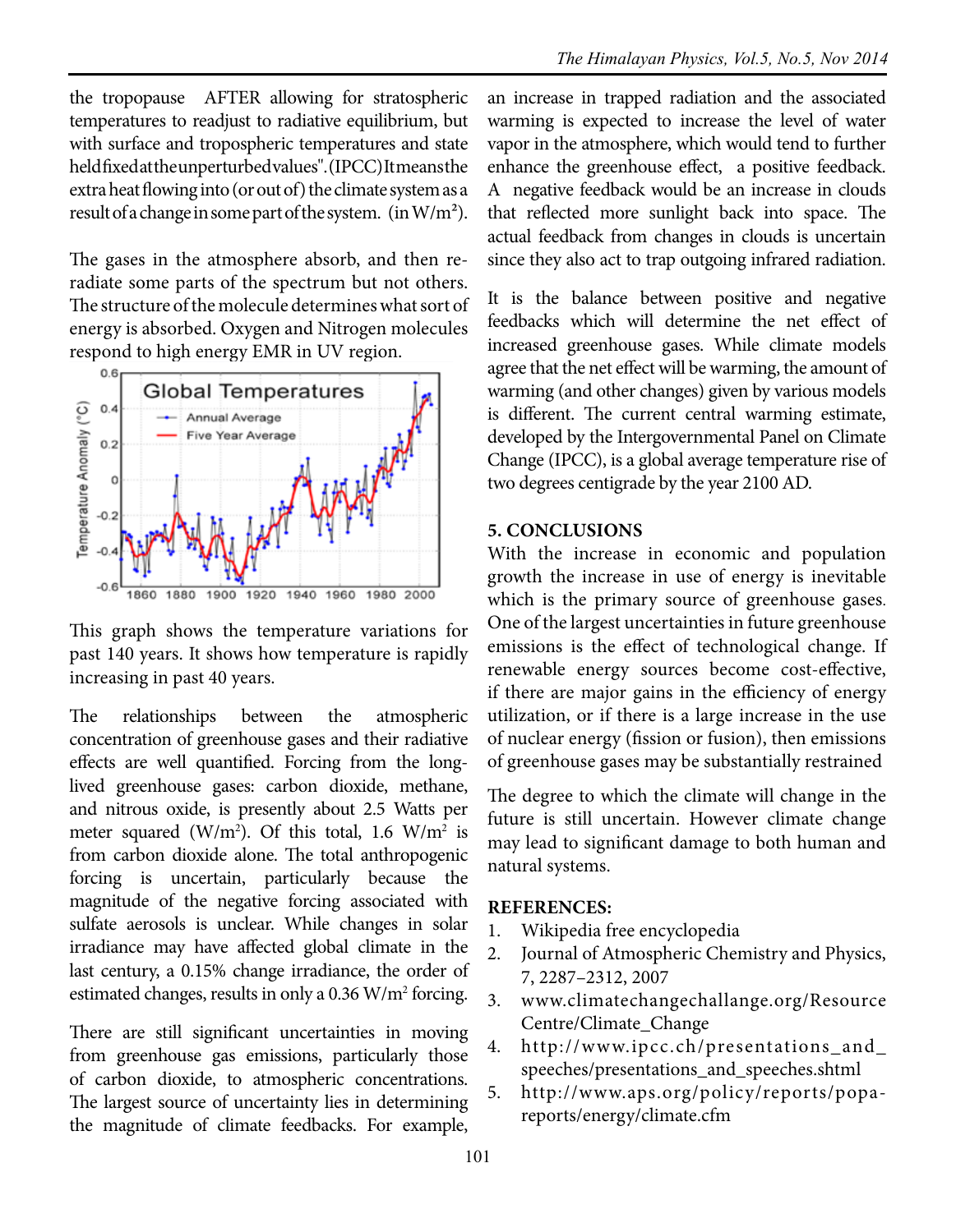the tropopause AFTER allowing for stratospheric temperatures to readjust to radiative equilibrium, but with surface and tropospheric temperatures and state held fixed at the unperturbed values". (IPCC) It means the extra heat flowing into (or out of) the climate system as a result of a change in some part of the system. (in W/m²).

The gases in the atmosphere absorb, and then re-radiate some parts of the spectrum but not others. The structure of the molecule determines what sort of energy is absorbed. Oxygen and Nitrogen molecules respond to high energy EMR in UV region.

Global Temperatures

Annual Average

Five Year Average

Temperature Anomaly (°C)

0.6

0.4

0.2

0

-0.2

-0.4

-0.6

1860 1880 1900 1920 1940 1960 1980 2000

This graph shows the temperature variations for past 140 years. It shows how temperature is rapidly increasing in past 40 years.

The relationships between the atmospheric concentration of greenhouse gases and their radiative effects are well quantified. Forcing from the long-lived greenhouse gases: carbon dioxide, methane, and nitrous oxide, is presently about 2.5 Watts per meter squared ($W/m^2$). Of this total, 1.6 $W/m^2$ is from carbon dioxide alone. The total anthropogenic forcing is uncertain, particularly because the magnitude of the negative forcing associated with sulfate aerosols is unclear. While changes in solar irradiance may have affected global climate in the last century, a 0.15% change irradiance, the order of estimated changes, results in only a 0.36 $W/m^2$ forcing.

There are still significant uncertainties in moving from greenhouse gas emissions, particularly those of carbon dioxide, to atmospheric concentrations. The largest source of uncertainty lies in determining the magnitude of climate feedbacks. For example, an increase in trapped radiation and the associated warming is expected to increase the level of water vapor in the atmosphere, which would tend to further enhance the greenhouse effect, a positive feedback. A negative feedback would be an increase in clouds that reflected more sunlight back into space. The actual feedback from changes in clouds is uncertain since they also act to trap outgoing infrared radiation.

It is the balance between positive and negative feedbacks which will determine the net effect of increased greenhouse gases. While climate models agree that the net effect will be warming, the amount of warming (and other changes) given by various models is different. The current central warming estimate, developed by the Intergovernmental Panel on Climate Change (IPCC), is a global average temperature rise of two degrees centigrade by the year 2100 AD.

## 5. CONCLUSIONS

With the increase in economic and population growth the increase in use of energy is inevitable which is the primary source of greenhouse gases. One of the largest uncertainties in future greenhouse emissions is the effect of technological change. If renewable energy sources become cost-effective, if there are major gains in the efficiency of energy utilization, or if there is a large increase in the use of nuclear energy (fission or fusion), then emissions of greenhouse gases may be substantially restrained

The degree to which the climate will change in the future is still uncertain. However climate change may lead to significant damage to both human and natural systems.

## REFERENCES:

1. Wikipedia free encyclopedia
2. Journal of Atmospheric Chemistry and Physics, 7, 2287–2312, 2007
3. www.climatechangechallange.org/Resource Centre/Climate_Change
4. http://www.ipcc.ch/presentations_and_speeches/presentations_and_speeches.shtml
5. http://www.aps.org/policy/reports/popa-reports/energy/climate.cfm